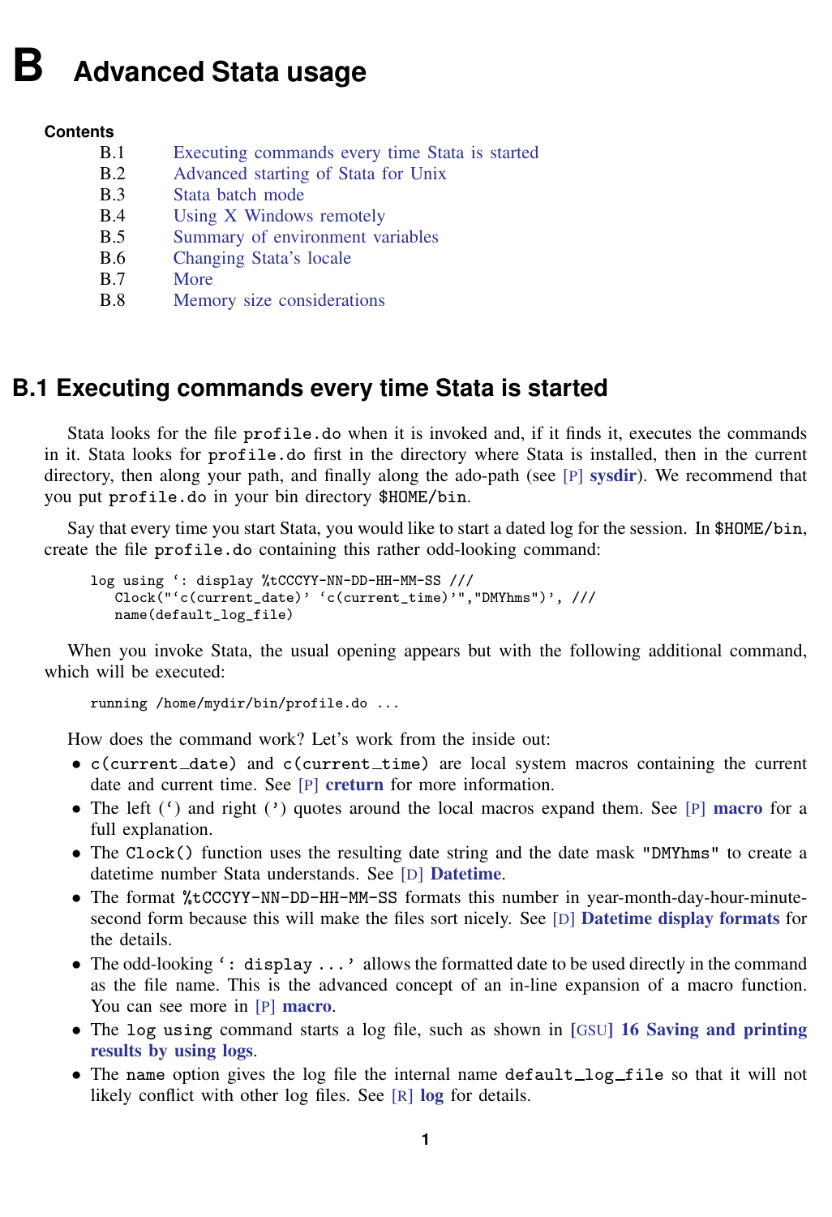# B Advanced Stata usage

**Contents**

- B.1 Executing commands every time Stata is started
- B.2 Advanced starting of Stata for Unix
- B.3 Stata batch mode
- B.4 Using X Windows remotely
- B.5 Summary of environment variables
- B.6 Changing Stata's locale
- B.7 More
- B.8 Memory size considerations

## B.1 Executing commands every time Stata is started

Stata looks for the file `profile.do` when it is invoked and, if it finds it, executes the commands in it. Stata looks for `profile.do` first in the directory where Stata is installed, then in the current directory, then along your path, and finally along the ado-path (see [P] **sysdir**). We recommend that you put `profile.do` in your bin directory `$HOME/bin`.

Say that every time you start Stata, you would like to start a dated log for the session. In `$HOME/bin`, create the file `profile.do` containing this rather odd-looking command:

```
log using `: display %tCCCYY-NN-DD-HH-MM-SS ///
   Clock("`c(current_date)' `c(current_time)'","DMYhms")', ///
   name(default_log_file)
```

When you invoke Stata, the usual opening appears but with the following additional command, which will be executed:

```
running /home/mydir/bin/profile.do ...
```

How does the command work? Let's work from the inside out:

- `c(current_date)` and `c(current_time)` are local system macros containing the current date and current time. See [P] **creturn** for more information.
- The left (`) and right (') quotes around the local macros expand them. See [P] **macro** for a full explanation.
- The `Clock()` function uses the resulting date string and the date mask `"DMYhms"` to create a datetime number Stata understands. See [D] **Datetime**.
- The format `%tCCCYY-NN-DD-HH-MM-SS` formats this number in year-month-day-hour-minute-second form because this will make the files sort nicely. See [D] **Datetime display formats** for the details.
- The odd-looking `` `: display ...' `` allows the formatted date to be used directly in the command as the file name. This is the advanced concept of an in-line expansion of a macro function. You can see more in [P] **macro**.
- The `log using` command starts a log file, such as shown in **[GSU] 16 Saving and printing results by using logs**.
- The `name` option gives the log file the internal name `default_log_file` so that it will not likely conflict with other log files. See [R] **log** for details.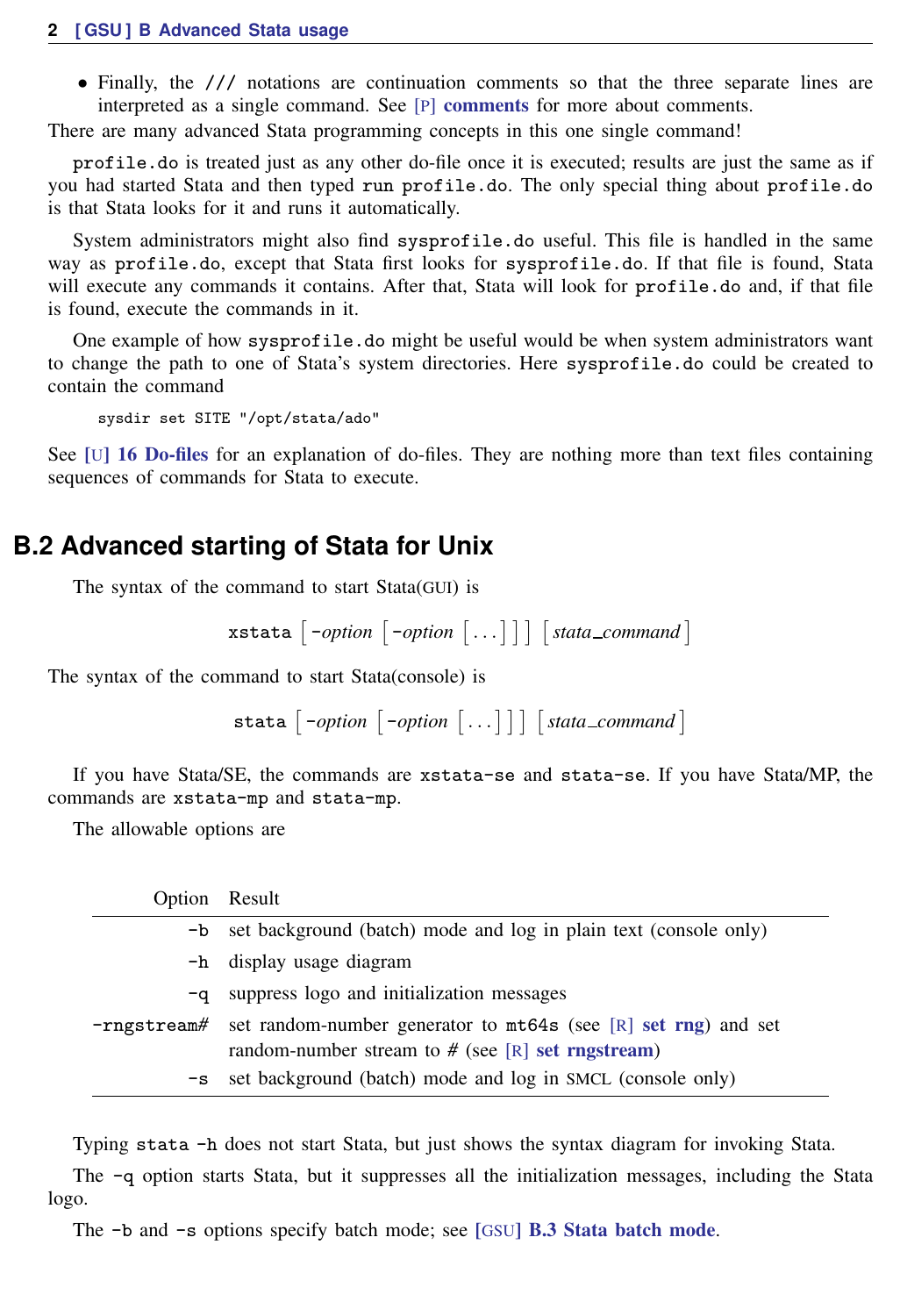- Finally, the `///` notations are continuation comments so that the three separate lines are interpreted as a single command. See [P] **comments** for more about comments.

There are many advanced Stata programming concepts in this one single command!

`profile.do` is treated just as any other do-file once it is executed; results are just the same as if you had started Stata and then typed `run profile.do`. The only special thing about `profile.do` is that Stata looks for it and runs it automatically.

System administrators might also find `sysprofile.do` useful. This file is handled in the same way as `profile.do`, except that Stata first looks for `sysprofile.do`. If that file is found, Stata will execute any commands it contains. After that, Stata will look for `profile.do` and, if that file is found, execute the commands in it.

One example of how `sysprofile.do` might be useful would be when system administrators want to change the path to one of Stata's system directories. Here `sysprofile.do` could be created to contain the command

```
sysdir set SITE "/opt/stata/ado"
```

See [U] **16 Do-files** for an explanation of do-files. They are nothing more than text files containing sequences of commands for Stata to execute.

## B.2 Advanced starting of Stata for Unix

The syntax of the command to start Stata(GUI) is

`xstata` [ -*option* [ -*option* [ ... ] ] ] [ *stata_command* ]

The syntax of the command to start Stata(console) is

`stata` [ -*option* [ -*option* [ ... ] ] ] [ *stata_command* ]

If you have Stata/SE, the commands are `xstata-se` and `stata-se`. If you have Stata/MP, the commands are `xstata-mp` and `stata-mp`.

The allowable options are

| Option | Result |
|---|---|
| `-b` | set background (batch) mode and log in plain text (console only) |
| `-h` | display usage diagram |
| `-q` | suppress logo and initialization messages |
| `-rngstream`*#* | set random-number generator to `mt64s` (see [R] **set rng**) and set random-number stream to # (see [R] **set rngstream**) |
| `-s` | set background (batch) mode and log in SMCL (console only) |

Typing `stata -h` does not start Stata, but just shows the syntax diagram for invoking Stata.

The `-q` option starts Stata, but it suppresses all the initialization messages, including the Stata logo.

The `-b` and `-s` options specify batch mode; see [GSU] **B.3 Stata batch mode**.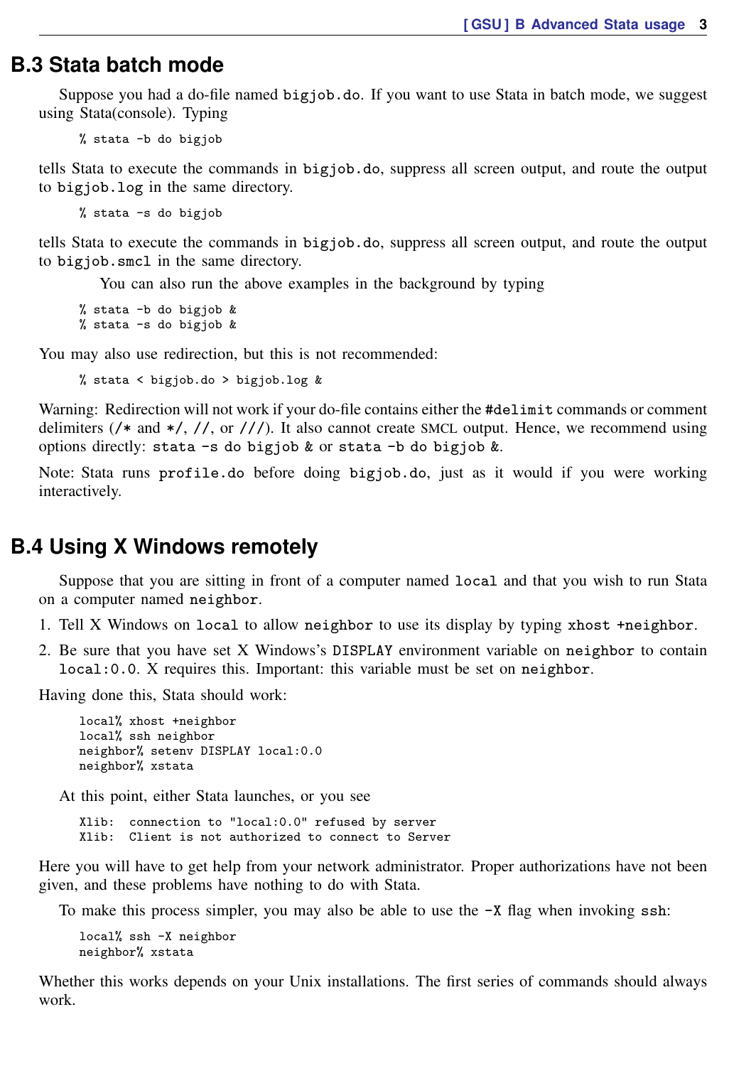## B.3 Stata batch mode

Suppose you had a do-file named `bigjob.do`. If you want to use Stata in batch mode, we suggest using Stata(console). Typing

```
% stata -b do bigjob
```

tells Stata to execute the commands in `bigjob.do`, suppress all screen output, and route the output to `bigjob.log` in the same directory.

```
% stata -s do bigjob
```

tells Stata to execute the commands in `bigjob.do`, suppress all screen output, and route the output to `bigjob.smcl` in the same directory.

You can also run the above examples in the background by typing

```
% stata -b do bigjob &
% stata -s do bigjob &
```

You may also use redirection, but this is not recommended:

```
% stata < bigjob.do > bigjob.log &
```

Warning: Redirection will not work if your do-file contains either the `#delimit` commands or comment delimiters (`/*` and `*/`, `//`, or `///`). It also cannot create SMCL output. Hence, we recommend using options directly: **`stata -s do bigjob &`** or **`stata -b do bigjob &`**.

Note: Stata runs **`profile.do`** before doing `bigjob.do`, just as it would if you were working interactively.

## B.4 Using X Windows remotely

Suppose that you are sitting in front of a computer named `local` and that you wish to run Stata on a computer named `neighbor`.

1. Tell X Windows on `local` to allow `neighbor` to use its display by typing `xhost +neighbor`.
2. Be sure that you have set X Windows's `DISPLAY` environment variable on `neighbor` to contain `local:0.0`. X requires this. Important: this variable must be set on `neighbor`.

Having done this, Stata should work:

```
local% xhost +neighbor
local% ssh neighbor
neighbor% setenv DISPLAY local:0.0
neighbor% xstata
```

At this point, either Stata launches, or you see

```
Xlib:  connection to "local:0.0" refused by server
Xlib:  Client is not authorized to connect to Server
```

Here you will have to get help from your network administrator. Proper authorizations have not been given, and these problems have nothing to do with Stata.

To make this process simpler, you may also be able to use the `-X` flag when invoking `ssh`:

```
local% ssh -X neighbor
neighbor% xstata
```

Whether this works depends on your Unix installations. The first series of commands should always work.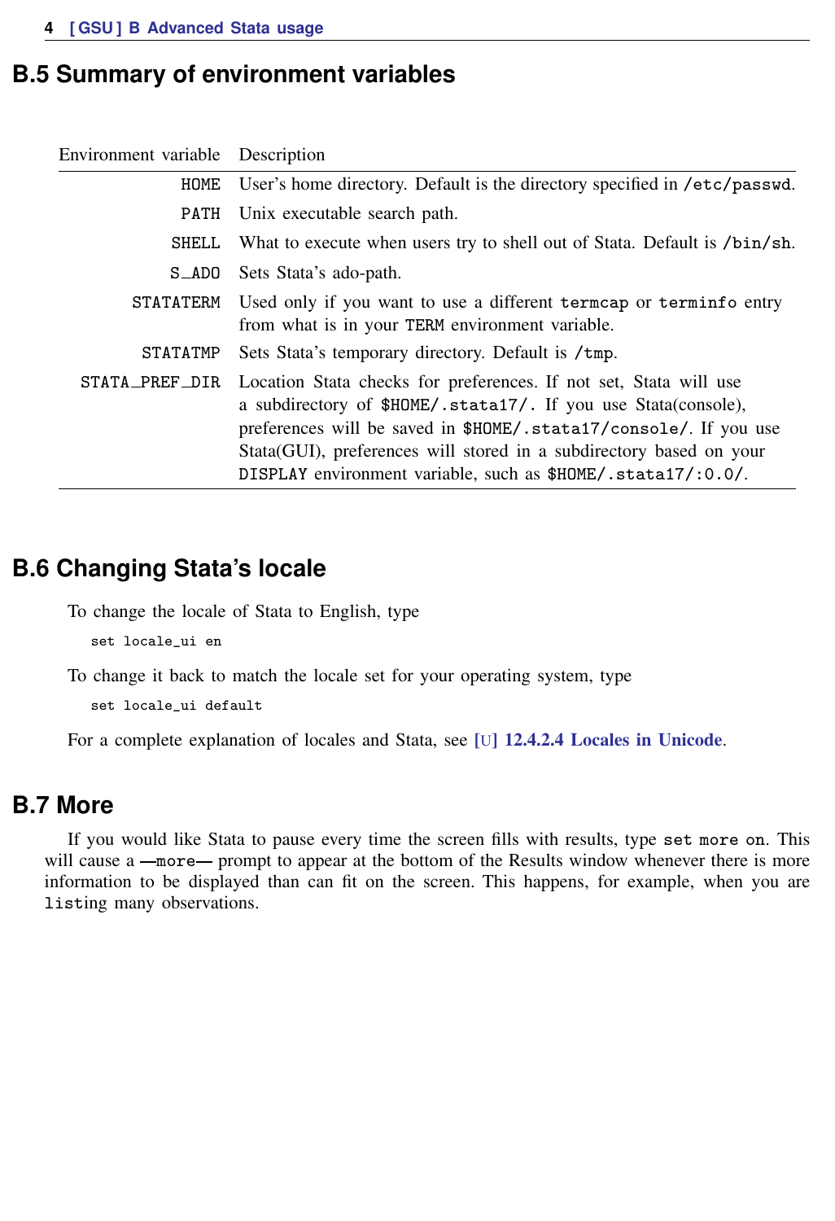## B.5 Summary of environment variables

| Environment variable | Description |
|---|---|
| HOME | User's home directory. Default is the directory specified in /etc/passwd. |
| PATH | Unix executable search path. |
| SHELL | What to execute when users try to shell out of Stata. Default is /bin/sh. |
| S_ADO | Sets Stata's ado-path. |
| STATATERM | Used only if you want to use a different termcap or terminfo entry from what is in your TERM environment variable. |
| STATATMP | Sets Stata's temporary directory. Default is /tmp. |
| STATA_PREF_DIR | Location Stata checks for preferences. If not set, Stata will use a subdirectory of $HOME/.stata17/. If you use Stata(console), preferences will be saved in $HOME/.stata17/console/. If you use Stata(GUI), preferences will stored in a subdirectory based on your DISPLAY environment variable, such as $HOME/.stata17/:0.0/. |

## B.6 Changing Stata's locale

To change the locale of Stata to English, type

```
set locale_ui en
```

To change it back to match the locale set for your operating system, type

```
set locale_ui default
```

For a complete explanation of locales and Stata, see [U] 12.4.2.4 Locales in Unicode.

## B.7 More

If you would like Stata to pause every time the screen fills with results, type `set more on`. This will cause a —more— prompt to appear at the bottom of the Results window whenever there is more information to be displayed than can fit on the screen. This happens, for example, when you are `listing` many observations.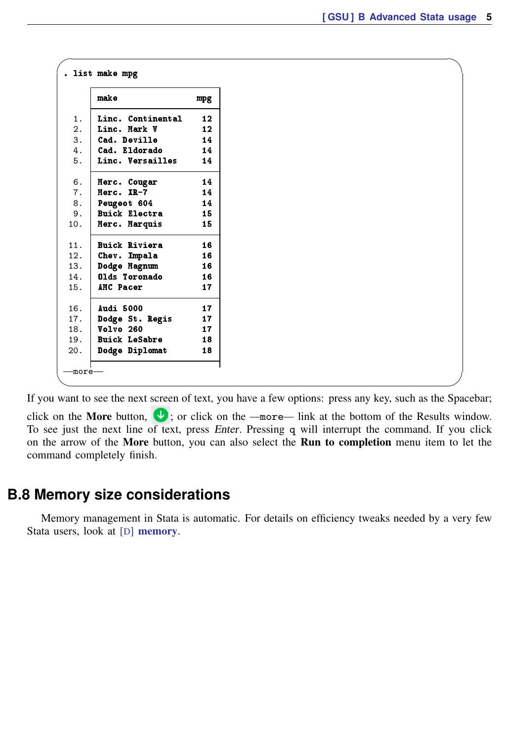```
. list make mpg

     +-----------------------+
     | make              mpg |
     |-----------------------|
  1. | Linc. Continental   12 |
  2. | Linc. Mark V        12 |
  3. | Cad. Deville        14 |
  4. | Cad. Eldorado       14 |
  5. | Linc. Versailles    14 |
     |-----------------------|
  6. | Merc. Cougar        14 |
  7. | Merc. XR-7          14 |
  8. | Peugeot 604         14 |
  9. | Buick Electra       15 |
 10. | Merc. Marquis       15 |
     |-----------------------|
 11. | Buick Riviera       16 |
 12. | Chev. Impala        16 |
 13. | Dodge Magnum        16 |
 14. | Olds Toronado       16 |
 15. | AMC Pacer           17 |
     |-----------------------|
 16. | Audi 5000           17 |
 17. | Dodge St. Regis     17 |
 18. | Volvo 260           17 |
 19. | Buick LeSabre       18 |
 20. | Dodge Diplomat      18 |
     |-----------------------|
--more--
```

If you want to see the next screen of text, you have a few options: press any key, such as the Spacebar; click on the **More** button, ; or click on the —more— link at the bottom of the Results window. To see just the next line of text, press *Enter*. Pressing `q` will interrupt the command. If you click on the arrow of the **More** button, you can also select the **Run to completion** menu item to let the command completely finish.

## B.8 Memory size considerations

Memory management in Stata is automatic. For details on efficiency tweaks needed by a very few Stata users, look at [D] **memory**.